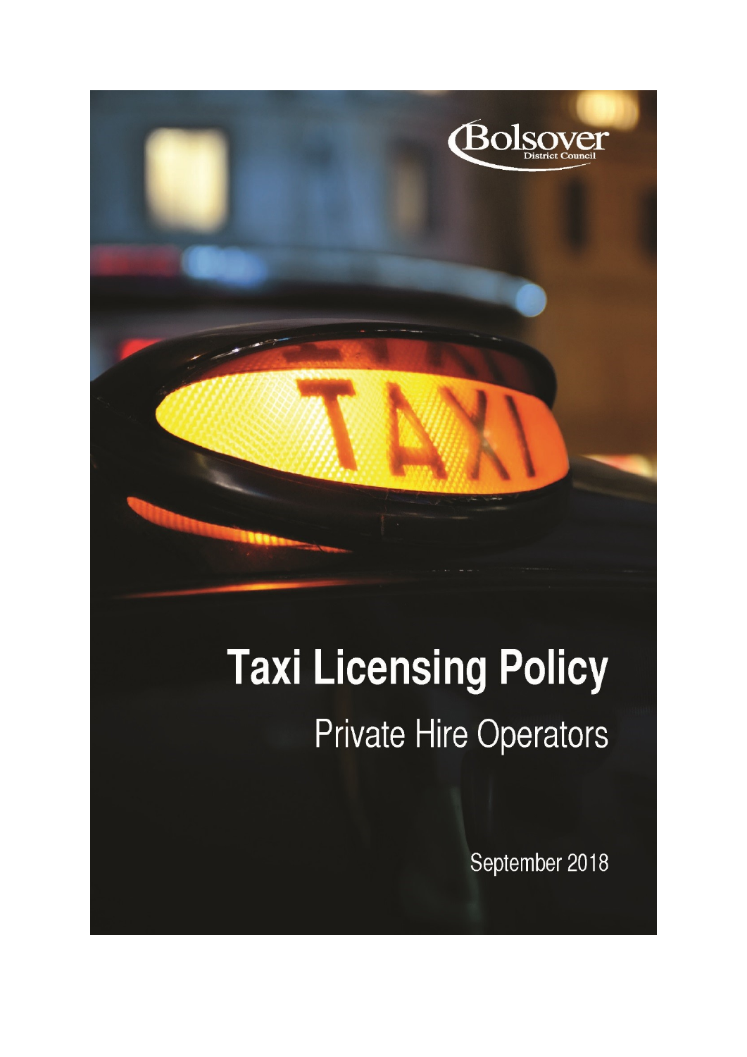Bolsover District Council

# Taxi Licensing Policy

## Private Hire Operators

September 2018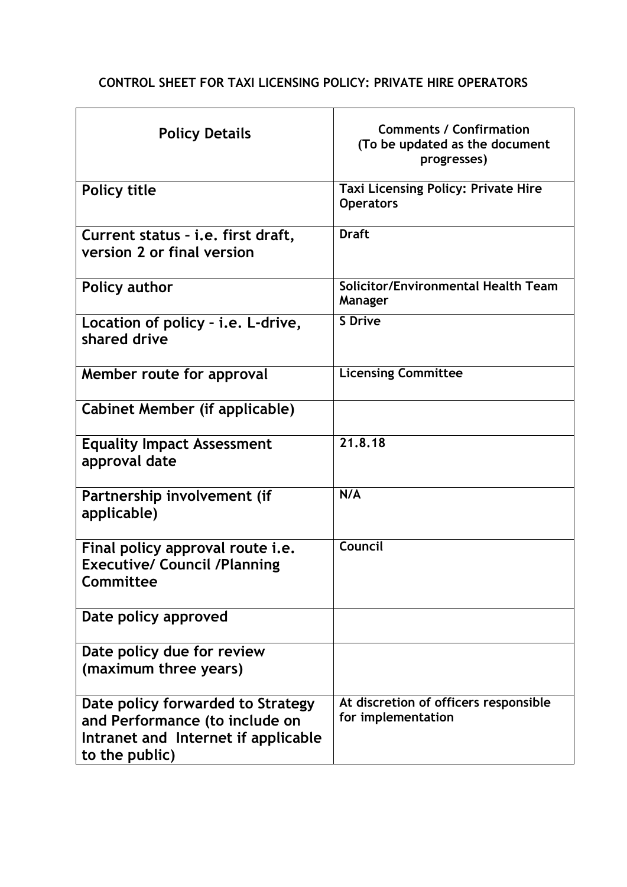## CONTROL SHEET FOR TAXI LICENSING POLICY: PRIVATE HIRE OPERATORS

| Policy Details | Comments / Confirmation (To be updated as the document progresses) |
|---|---|
| Policy title | Taxi Licensing Policy: Private Hire Operators |
| Current status – i.e. first draft, version 2 or final version | Draft |
| Policy author | Solicitor/Environmental Health Team Manager |
| Location of policy – i.e. L-drive, shared drive | S Drive |
| Member route for approval | Licensing Committee |
| Cabinet Member (if applicable) | |
| Equality Impact Assessment approval date | 21.8.18 |
| Partnership involvement (if applicable) | N/A |
| Final policy approval route i.e. Executive/ Council /Planning Committee | Council |
| Date policy approved | |
| Date policy due for review (maximum three years) | |
| Date policy forwarded to Strategy and Performance (to include on Intranet and Internet if applicable to the public) | At discretion of officers responsible for implementation |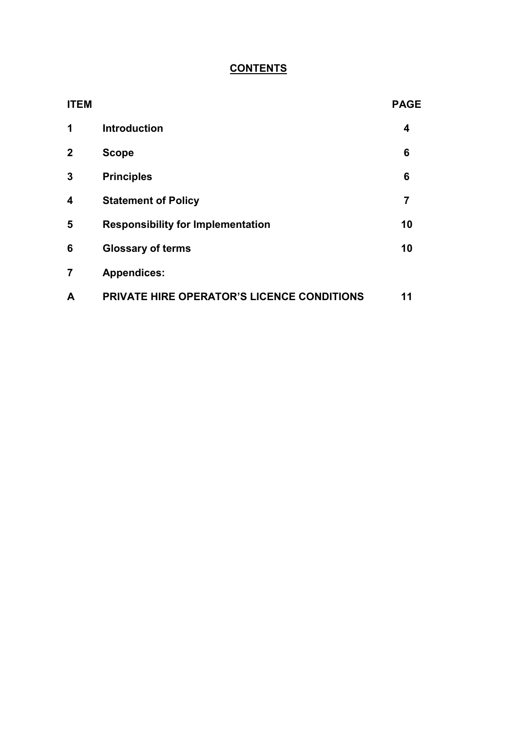# CONTENTS

| ITEM | | PAGE |
| --- | --- | --- |
| 1 | Introduction | 4 |
| 2 | Scope | 6 |
| 3 | Principles | 6 |
| 4 | Statement of Policy | 7 |
| 5 | Responsibility for Implementation | 10 |
| 6 | Glossary of terms | 10 |
| 7 | Appendices: | |
| A | PRIVATE HIRE OPERATOR'S LICENCE CONDITIONS | 11 |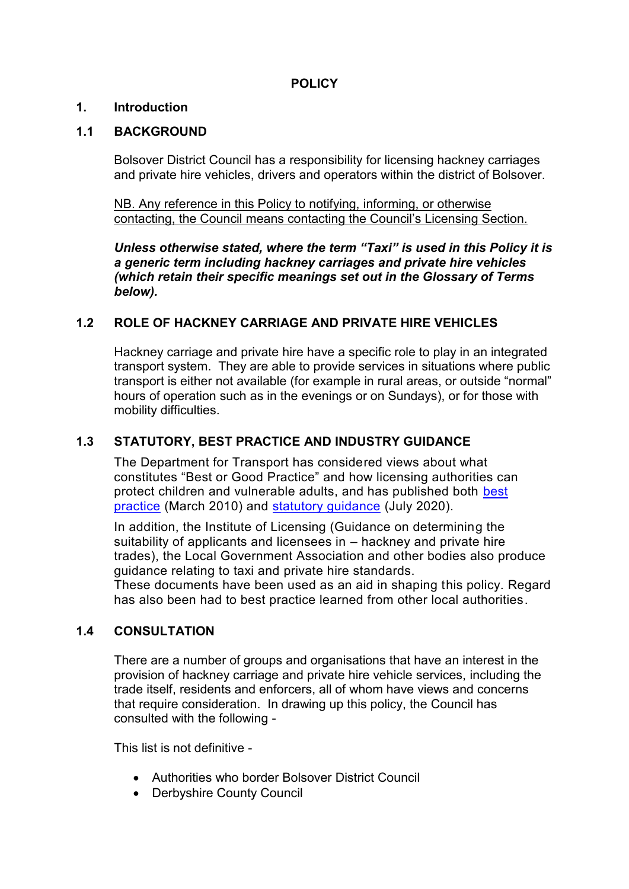# POLICY

## 1. Introduction

### 1.1 BACKGROUND

Bolsover District Council has a responsibility for licensing hackney carriages and private hire vehicles, drivers and operators within the district of Bolsover.

<u>NB. Any reference in this Policy to notifying, informing, or otherwise contacting, the Council means contacting the Council's Licensing Section.</u>

***Unless otherwise stated, where the term "Taxi" is used in this Policy it is a generic term including hackney carriages and private hire vehicles (which retain their specific meanings set out in the Glossary of Terms below).***

### 1.2 ROLE OF HACKNEY CARRIAGE AND PRIVATE HIRE VEHICLES

Hackney carriage and private hire have a specific role to play in an integrated transport system. They are able to provide services in situations where public transport is either not available (for example in rural areas, or outside "normal" hours of operation such as in the evenings or on Sundays), or for those with mobility difficulties.

### 1.3 STATUTORY, BEST PRACTICE AND INDUSTRY GUIDANCE

The Department for Transport has considered views about what constitutes "Best or Good Practice" and how licensing authorities can protect children and vulnerable adults, and has published both best practice (March 2010) and statutory guidance (July 2020).

In addition, the Institute of Licensing (Guidance on determining the suitability of applicants and licensees in – hackney and private hire trades), the Local Government Association and other bodies also produce guidance relating to taxi and private hire standards.

These documents have been used as an aid in shaping this policy. Regard has also been had to best practice learned from other local authorities.

### 1.4 CONSULTATION

There are a number of groups and organisations that have an interest in the provision of hackney carriage and private hire vehicle services, including the trade itself, residents and enforcers, all of whom have views and concerns that require consideration. In drawing up this policy, the Council has consulted with the following -

This list is not definitive -

- Authorities who border Bolsover District Council
- Derbyshire County Council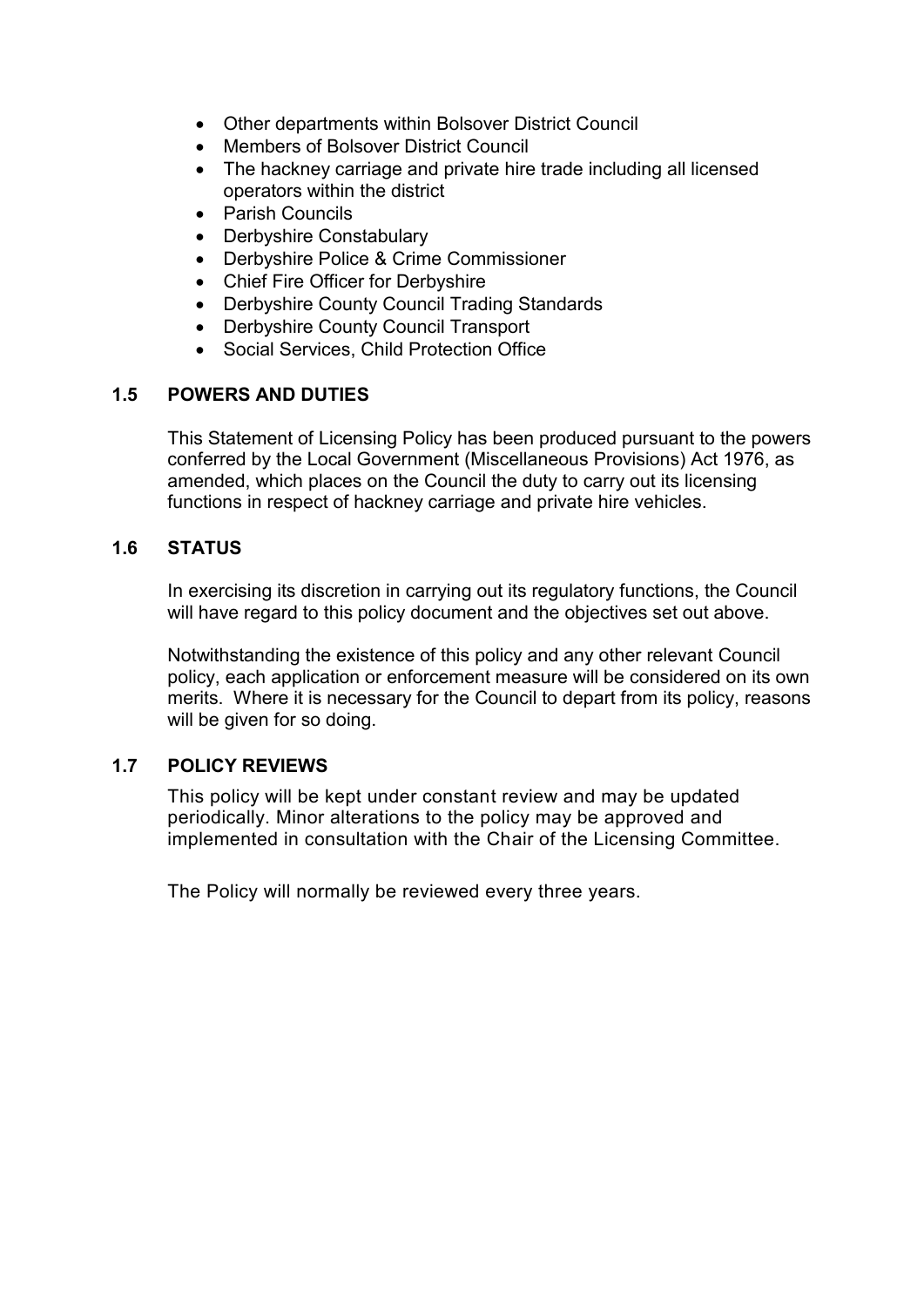- Other departments within Bolsover District Council
- Members of Bolsover District Council
- The hackney carriage and private hire trade including all licensed operators within the district
- Parish Councils
- Derbyshire Constabulary
- Derbyshire Police & Crime Commissioner
- Chief Fire Officer for Derbyshire
- Derbyshire County Council Trading Standards
- Derbyshire County Council Transport
- Social Services, Child Protection Office

### 1.5 POWERS AND DUTIES

This Statement of Licensing Policy has been produced pursuant to the powers conferred by the Local Government (Miscellaneous Provisions) Act 1976, as amended, which places on the Council the duty to carry out its licensing functions in respect of hackney carriage and private hire vehicles.

### 1.6 STATUS

In exercising its discretion in carrying out its regulatory functions, the Council will have regard to this policy document and the objectives set out above.

Notwithstanding the existence of this policy and any other relevant Council policy, each application or enforcement measure will be considered on its own merits. Where it is necessary for the Council to depart from its policy, reasons will be given for so doing.

### 1.7 POLICY REVIEWS

This policy will be kept under constant review and may be updated periodically. Minor alterations to the policy may be approved and implemented in consultation with the Chair of the Licensing Committee.

The Policy will normally be reviewed every three years.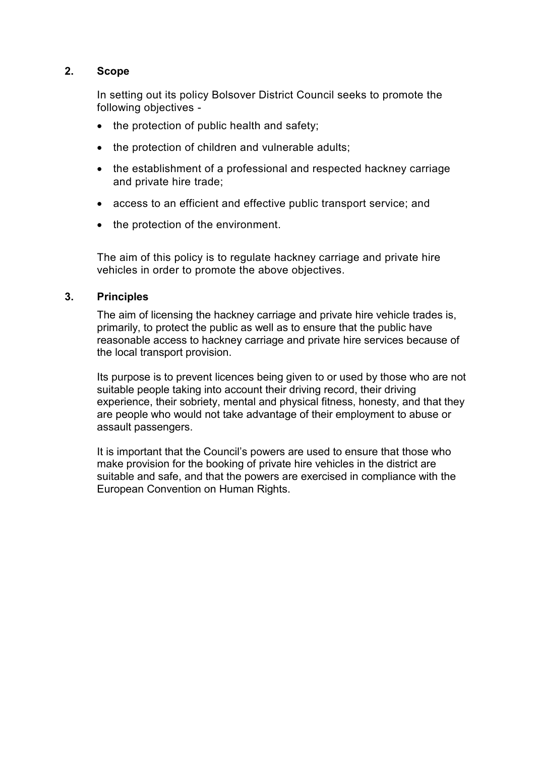## 2. Scope

In setting out its policy Bolsover District Council seeks to promote the following objectives -

- the protection of public health and safety;
- the protection of children and vulnerable adults;
- the establishment of a professional and respected hackney carriage and private hire trade;
- access to an efficient and effective public transport service; and
- the protection of the environment.

The aim of this policy is to regulate hackney carriage and private hire vehicles in order to promote the above objectives.

## 3. Principles

The aim of licensing the hackney carriage and private hire vehicle trades is, primarily, to protect the public as well as to ensure that the public have reasonable access to hackney carriage and private hire services because of the local transport provision.

Its purpose is to prevent licences being given to or used by those who are not suitable people taking into account their driving record, their driving experience, their sobriety, mental and physical fitness, honesty, and that they are people who would not take advantage of their employment to abuse or assault passengers.

It is important that the Council's powers are used to ensure that those who make provision for the booking of private hire vehicles in the district are suitable and safe, and that the powers are exercised in compliance with the European Convention on Human Rights.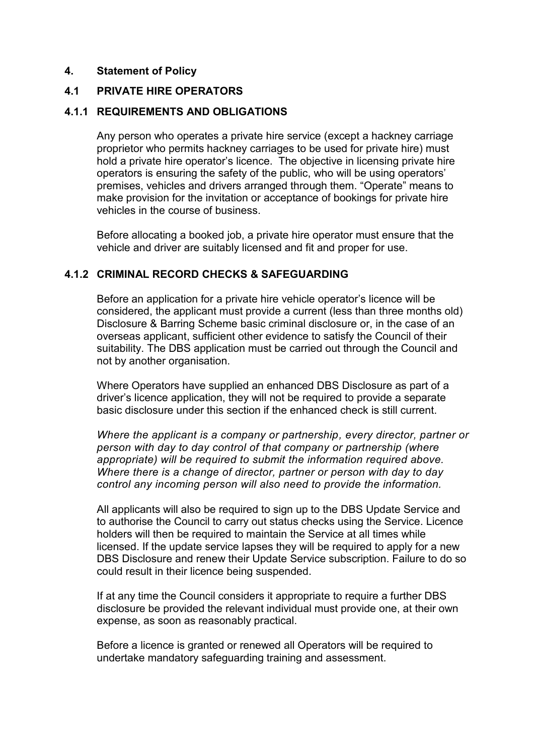## 4. Statement of Policy

### 4.1 PRIVATE HIRE OPERATORS

#### 4.1.1 REQUIREMENTS AND OBLIGATIONS

Any person who operates a private hire service (except a hackney carriage proprietor who permits hackney carriages to be used for private hire) must hold a private hire operator's licence. The objective in licensing private hire operators is ensuring the safety of the public, who will be using operators' premises, vehicles and drivers arranged through them. "Operate" means to make provision for the invitation or acceptance of bookings for private hire vehicles in the course of business.

Before allocating a booked job, a private hire operator must ensure that the vehicle and driver are suitably licensed and fit and proper for use.

#### 4.1.2 CRIMINAL RECORD CHECKS & SAFEGUARDING

Before an application for a private hire vehicle operator's licence will be considered, the applicant must provide a current (less than three months old) Disclosure & Barring Scheme basic criminal disclosure or, in the case of an overseas applicant, sufficient other evidence to satisfy the Council of their suitability. The DBS application must be carried out through the Council and not by another organisation.

Where Operators have supplied an enhanced DBS Disclosure as part of a driver's licence application, they will not be required to provide a separate basic disclosure under this section if the enhanced check is still current.

*Where the applicant is a company or partnership, every director, partner or person with day to day control of that company or partnership (where appropriate) will be required to submit the information required above. Where there is a change of director, partner or person with day to day control any incoming person will also need to provide the information.*

All applicants will also be required to sign up to the DBS Update Service and to authorise the Council to carry out status checks using the Service. Licence holders will then be required to maintain the Service at all times while licensed. If the update service lapses they will be required to apply for a new DBS Disclosure and renew their Update Service subscription. Failure to do so could result in their licence being suspended.

If at any time the Council considers it appropriate to require a further DBS disclosure be provided the relevant individual must provide one, at their own expense, as soon as reasonably practical.

Before a licence is granted or renewed all Operators will be required to undertake mandatory safeguarding training and assessment.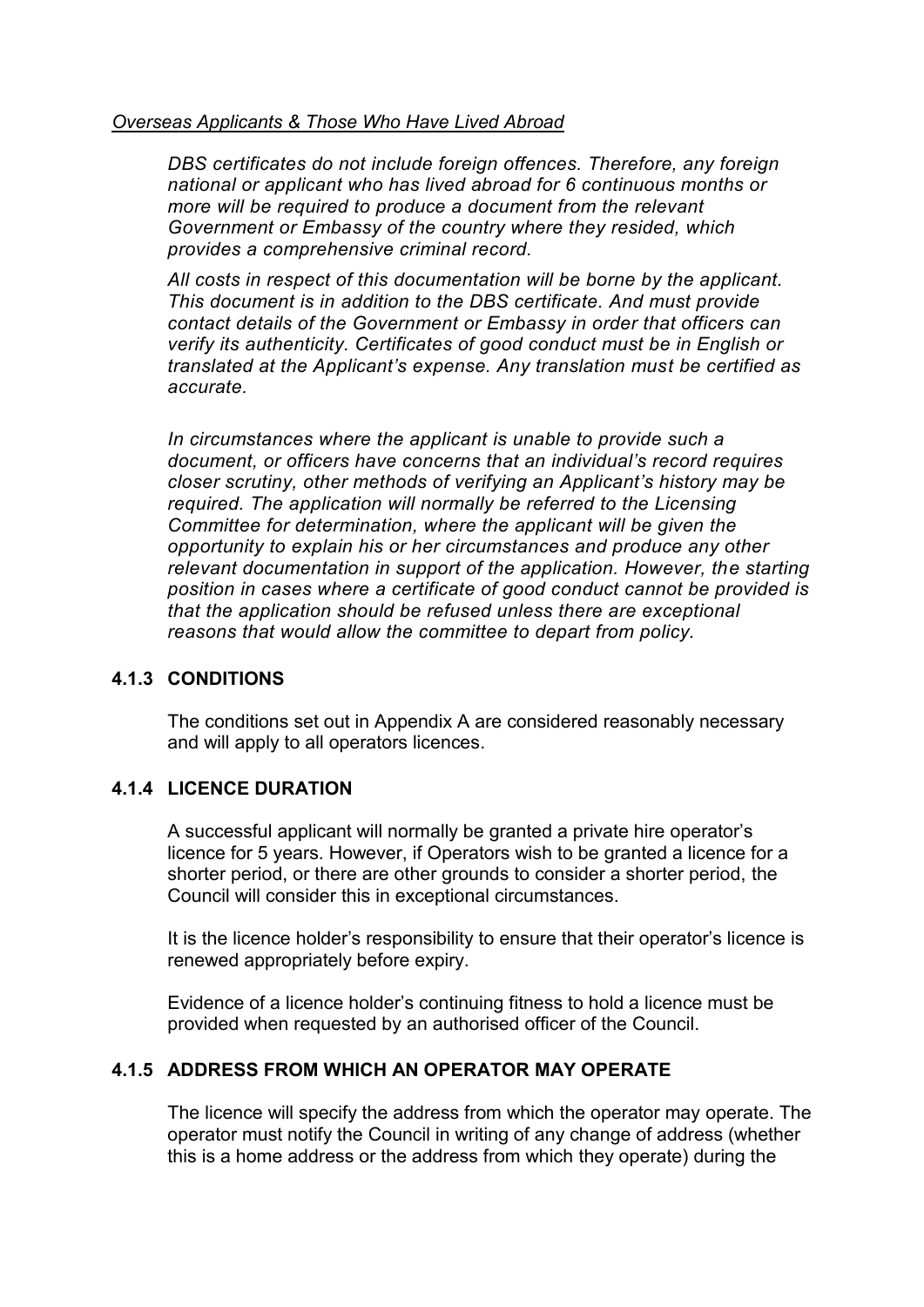*Overseas Applicants & Those Who Have Lived Abroad*

*DBS certificates do not include foreign offences. Therefore, any foreign national or applicant who has lived abroad for 6 continuous months or more will be required to produce a document from the relevant Government or Embassy of the country where they resided, which provides a comprehensive criminal record.*

*All costs in respect of this documentation will be borne by the applicant. This document is in addition to the DBS certificate. And must provide contact details of the Government or Embassy in order that officers can verify its authenticity. Certificates of good conduct must be in English or translated at the Applicant's expense. Any translation must be certified as accurate.*

*In circumstances where the applicant is unable to provide such a document, or officers have concerns that an individual's record requires closer scrutiny, other methods of verifying an Applicant's history may be required. The application will normally be referred to the Licensing Committee for determination, where the applicant will be given the opportunity to explain his or her circumstances and produce any other relevant documentation in support of the application. However, the starting position in cases where a certificate of good conduct cannot be provided is that the application should be refused unless there are exceptional reasons that would allow the committee to depart from policy.*

### 4.1.3 CONDITIONS

The conditions set out in Appendix A are considered reasonably necessary and will apply to all operators licences.

### 4.1.4 LICENCE DURATION

A successful applicant will normally be granted a private hire operator's licence for 5 years. However, if Operators wish to be granted a licence for a shorter period, or there are other grounds to consider a shorter period, the Council will consider this in exceptional circumstances.

It is the licence holder's responsibility to ensure that their operator's licence is renewed appropriately before expiry.

Evidence of a licence holder's continuing fitness to hold a licence must be provided when requested by an authorised officer of the Council.

### 4.1.5 ADDRESS FROM WHICH AN OPERATOR MAY OPERATE

The licence will specify the address from which the operator may operate. The operator must notify the Council in writing of any change of address (whether this is a home address or the address from which they operate) during the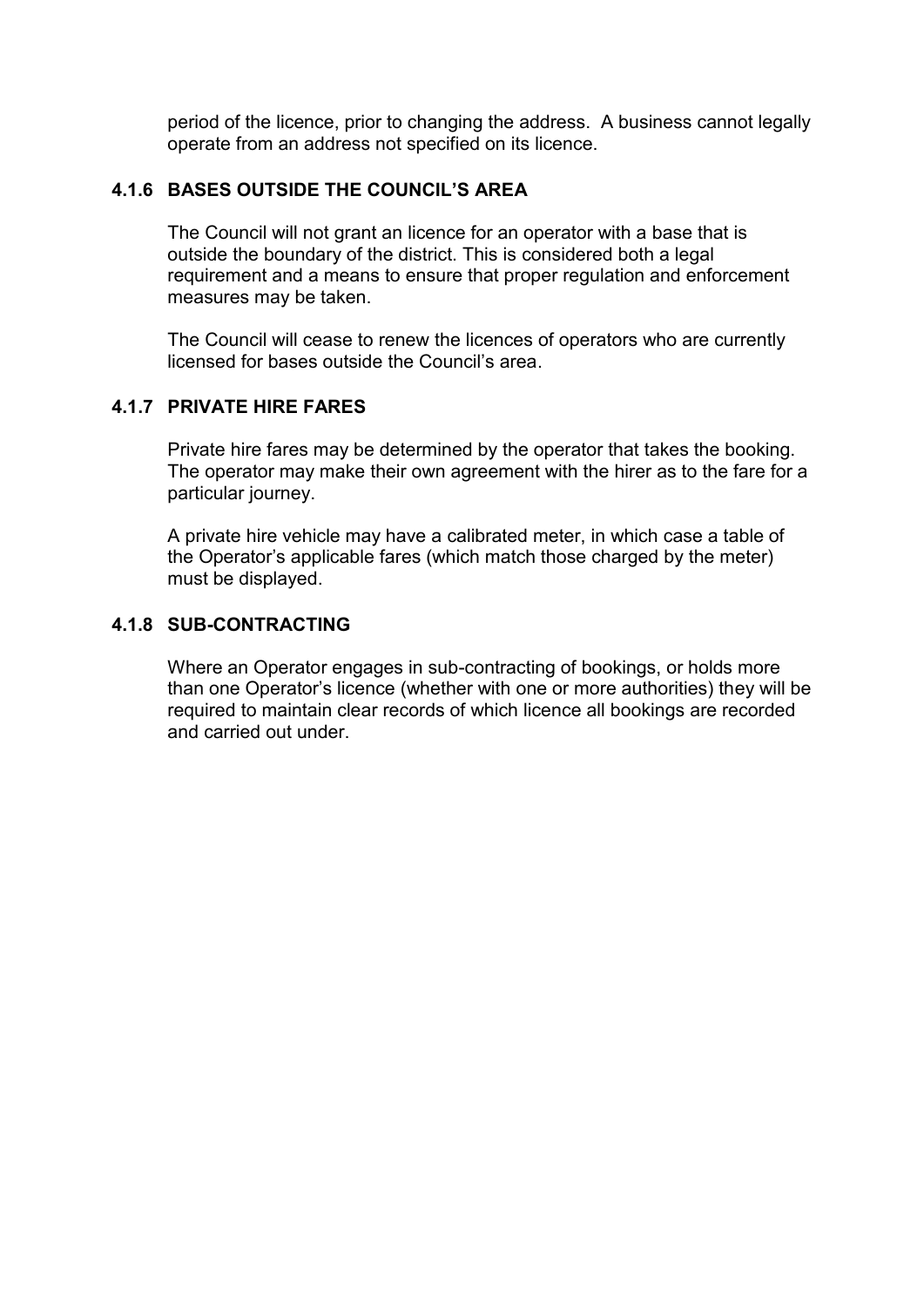period of the licence, prior to changing the address. A business cannot legally operate from an address not specified on its licence.

### 4.1.6 BASES OUTSIDE THE COUNCIL'S AREA

The Council will not grant an licence for an operator with a base that is outside the boundary of the district. This is considered both a legal requirement and a means to ensure that proper regulation and enforcement measures may be taken.

The Council will cease to renew the licences of operators who are currently licensed for bases outside the Council's area.

### 4.1.7 PRIVATE HIRE FARES

Private hire fares may be determined by the operator that takes the booking. The operator may make their own agreement with the hirer as to the fare for a particular journey.

A private hire vehicle may have a calibrated meter, in which case a table of the Operator's applicable fares (which match those charged by the meter) must be displayed.

### 4.1.8 SUB-CONTRACTING

Where an Operator engages in sub-contracting of bookings, or holds more than one Operator's licence (whether with one or more authorities) they will be required to maintain clear records of which licence all bookings are recorded and carried out under.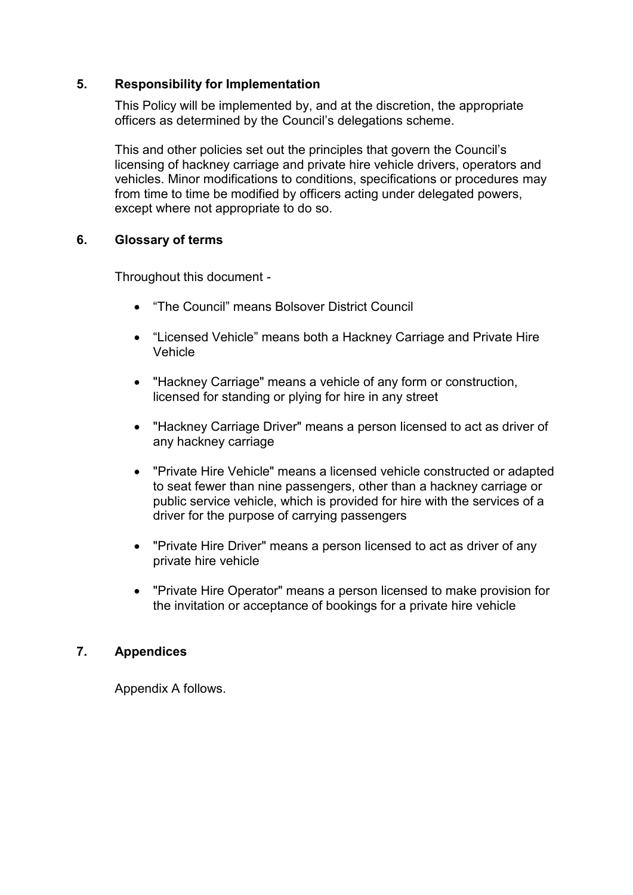## 5. Responsibility for Implementation

This Policy will be implemented by, and at the discretion, the appropriate officers as determined by the Council's delegations scheme.

This and other policies set out the principles that govern the Council's licensing of hackney carriage and private hire vehicle drivers, operators and vehicles. Minor modifications to conditions, specifications or procedures may from time to time be modified by officers acting under delegated powers, except where not appropriate to do so.

## 6. Glossary of terms

Throughout this document -

- "The Council" means Bolsover District Council
- "Licensed Vehicle" means both a Hackney Carriage and Private Hire Vehicle
- "Hackney Carriage" means a vehicle of any form or construction, licensed for standing or plying for hire in any street
- "Hackney Carriage Driver" means a person licensed to act as driver of any hackney carriage
- "Private Hire Vehicle" means a licensed vehicle constructed or adapted to seat fewer than nine passengers, other than a hackney carriage or public service vehicle, which is provided for hire with the services of a driver for the purpose of carrying passengers
- "Private Hire Driver" means a person licensed to act as driver of any private hire vehicle
- "Private Hire Operator" means a person licensed to make provision for the invitation or acceptance of bookings for a private hire vehicle

## 7. Appendices

Appendix A follows.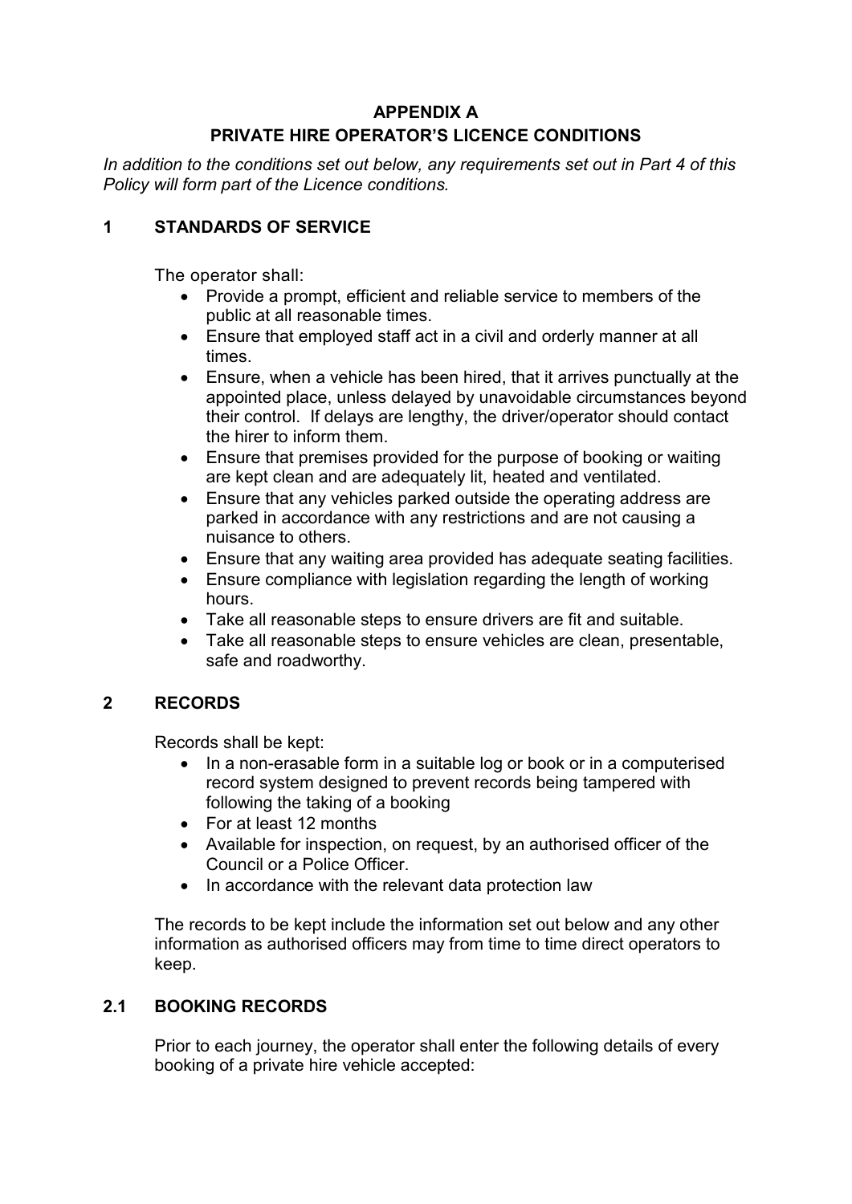**APPENDIX A**
**PRIVATE HIRE OPERATOR'S LICENCE CONDITIONS**

*In addition to the conditions set out below, any requirements set out in Part 4 of this Policy will form part of the Licence conditions.*

## 1 STANDARDS OF SERVICE

The operator shall:

- Provide a prompt, efficient and reliable service to members of the public at all reasonable times.
- Ensure that employed staff act in a civil and orderly manner at all times.
- Ensure, when a vehicle has been hired, that it arrives punctually at the appointed place, unless delayed by unavoidable circumstances beyond their control. If delays are lengthy, the driver/operator should contact the hirer to inform them.
- Ensure that premises provided for the purpose of booking or waiting are kept clean and are adequately lit, heated and ventilated.
- Ensure that any vehicles parked outside the operating address are parked in accordance with any restrictions and are not causing a nuisance to others.
- Ensure that any waiting area provided has adequate seating facilities.
- Ensure compliance with legislation regarding the length of working hours.
- Take all reasonable steps to ensure drivers are fit and suitable.
- Take all reasonable steps to ensure vehicles are clean, presentable, safe and roadworthy.

## 2 RECORDS

Records shall be kept:

- In a non-erasable form in a suitable log or book or in a computerised record system designed to prevent records being tampered with following the taking of a booking
- For at least 12 months
- Available for inspection, on request, by an authorised officer of the Council or a Police Officer.
- In accordance with the relevant data protection law

The records to be kept include the information set out below and any other information as authorised officers may from time to time direct operators to keep.

### 2.1 BOOKING RECORDS

Prior to each journey, the operator shall enter the following details of every booking of a private hire vehicle accepted: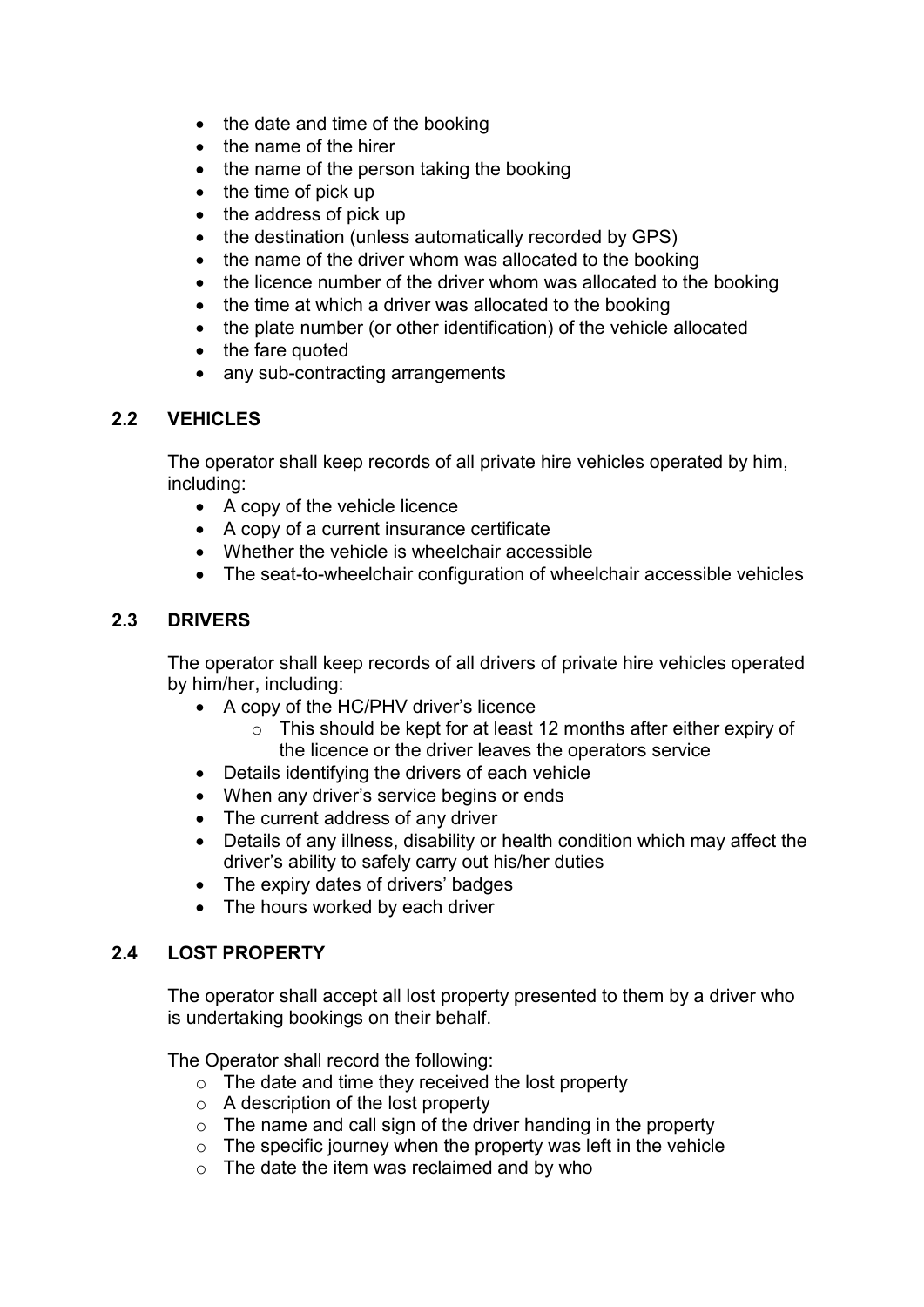- the date and time of the booking
- the name of the hirer
- the name of the person taking the booking
- the time of pick up
- the address of pick up
- the destination (unless automatically recorded by GPS)
- the name of the driver whom was allocated to the booking
- the licence number of the driver whom was allocated to the booking
- the time at which a driver was allocated to the booking
- the plate number (or other identification) of the vehicle allocated
- the fare quoted
- any sub-contracting arrangements

## 2.2 VEHICLES

The operator shall keep records of all private hire vehicles operated by him, including:

- A copy of the vehicle licence
- A copy of a current insurance certificate
- Whether the vehicle is wheelchair accessible
- The seat-to-wheelchair configuration of wheelchair accessible vehicles

## 2.3 DRIVERS

The operator shall keep records of all drivers of private hire vehicles operated by him/her, including:

- A copy of the HC/PHV driver's licence
    - This should be kept for at least 12 months after either expiry of the licence or the driver leaves the operators service
- Details identifying the drivers of each vehicle
- When any driver's service begins or ends
- The current address of any driver
- Details of any illness, disability or health condition which may affect the driver's ability to safely carry out his/her duties
- The expiry dates of drivers' badges
- The hours worked by each driver

## 2.4 LOST PROPERTY

The operator shall accept all lost property presented to them by a driver who is undertaking bookings on their behalf.

The Operator shall record the following:

- The date and time they received the lost property
- A description of the lost property
- The name and call sign of the driver handing in the property
- The specific journey when the property was left in the vehicle
- The date the item was reclaimed and by who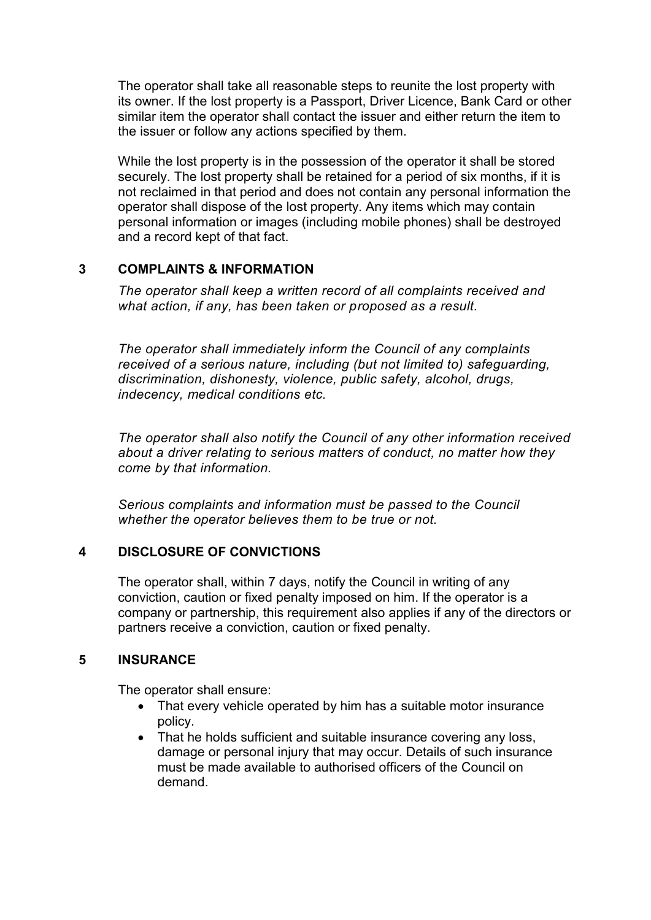The operator shall take all reasonable steps to reunite the lost property with its owner. If the lost property is a Passport, Driver Licence, Bank Card or other similar item the operator shall contact the issuer and either return the item to the issuer or follow any actions specified by them.

While the lost property is in the possession of the operator it shall be stored securely. The lost property shall be retained for a period of six months, if it is not reclaimed in that period and does not contain any personal information the operator shall dispose of the lost property. Any items which may contain personal information or images (including mobile phones) shall be destroyed and a record kept of that fact.

## 3 COMPLAINTS & INFORMATION

*The operator shall keep a written record of all complaints received and what action, if any, has been taken or proposed as a result.*

*The operator shall immediately inform the Council of any complaints received of a serious nature, including (but not limited to) safeguarding, discrimination, dishonesty, violence, public safety, alcohol, drugs, indecency, medical conditions etc.*

*The operator shall also notify the Council of any other information received about a driver relating to serious matters of conduct, no matter how they come by that information.*

*Serious complaints and information must be passed to the Council whether the operator believes them to be true or not.*

## 4 DISCLOSURE OF CONVICTIONS

The operator shall, within 7 days, notify the Council in writing of any conviction, caution or fixed penalty imposed on him. If the operator is a company or partnership, this requirement also applies if any of the directors or partners receive a conviction, caution or fixed penalty.

## 5 INSURANCE

The operator shall ensure:

- That every vehicle operated by him has a suitable motor insurance policy.
- That he holds sufficient and suitable insurance covering any loss, damage or personal injury that may occur. Details of such insurance must be made available to authorised officers of the Council on demand.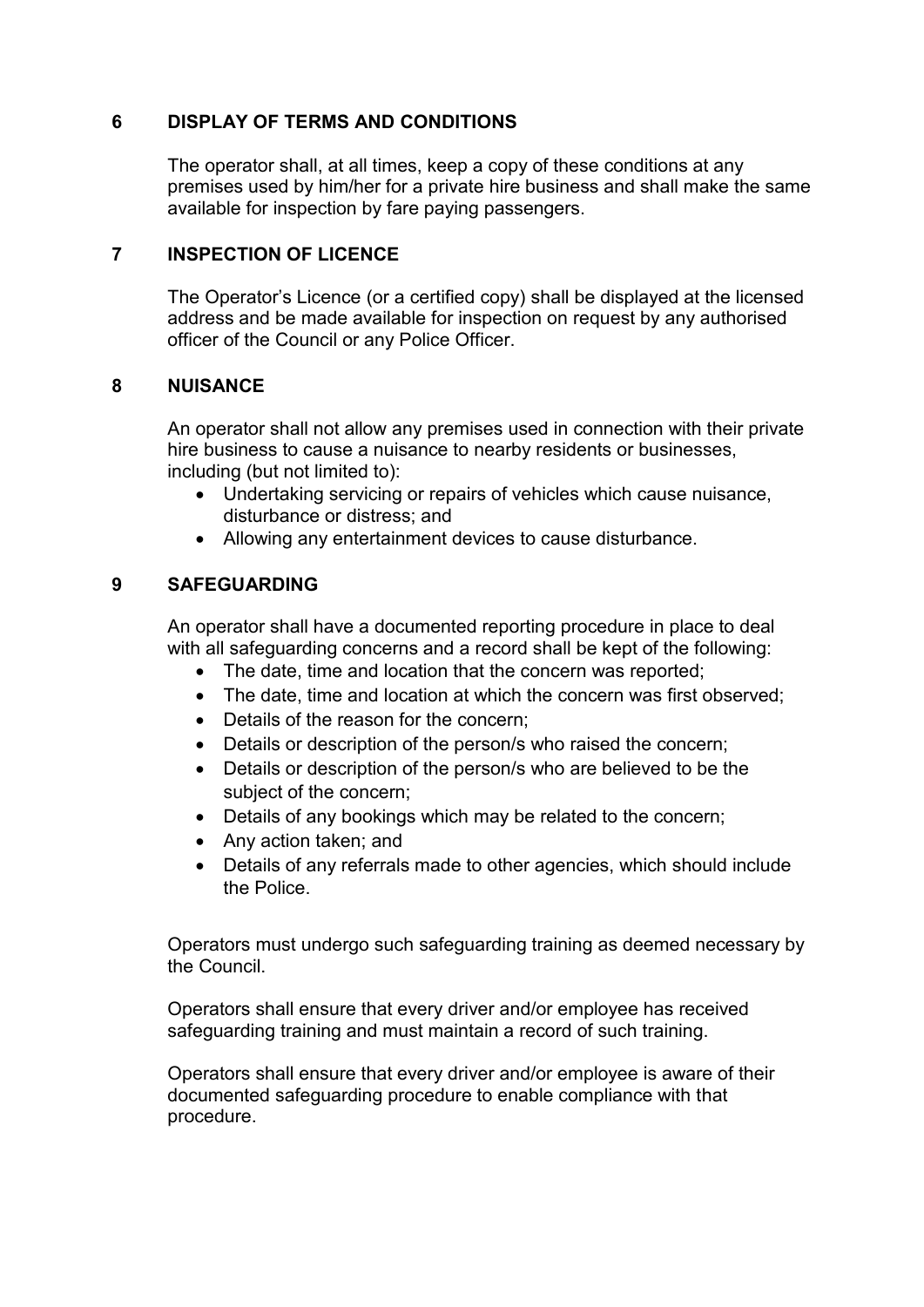## 6 DISPLAY OF TERMS AND CONDITIONS

The operator shall, at all times, keep a copy of these conditions at any premises used by him/her for a private hire business and shall make the same available for inspection by fare paying passengers.

## 7 INSPECTION OF LICENCE

The Operator's Licence (or a certified copy) shall be displayed at the licensed address and be made available for inspection on request by any authorised officer of the Council or any Police Officer.

## 8 NUISANCE

An operator shall not allow any premises used in connection with their private hire business to cause a nuisance to nearby residents or businesses, including (but not limited to):

- Undertaking servicing or repairs of vehicles which cause nuisance, disturbance or distress; and
- Allowing any entertainment devices to cause disturbance.

## 9 SAFEGUARDING

An operator shall have a documented reporting procedure in place to deal with all safeguarding concerns and a record shall be kept of the following:

- The date, time and location that the concern was reported;
- The date, time and location at which the concern was first observed;
- Details of the reason for the concern;
- Details or description of the person/s who raised the concern;
- Details or description of the person/s who are believed to be the subject of the concern;
- Details of any bookings which may be related to the concern;
- Any action taken; and
- Details of any referrals made to other agencies, which should include the Police.

Operators must undergo such safeguarding training as deemed necessary by the Council.

Operators shall ensure that every driver and/or employee has received safeguarding training and must maintain a record of such training.

Operators shall ensure that every driver and/or employee is aware of their documented safeguarding procedure to enable compliance with that procedure.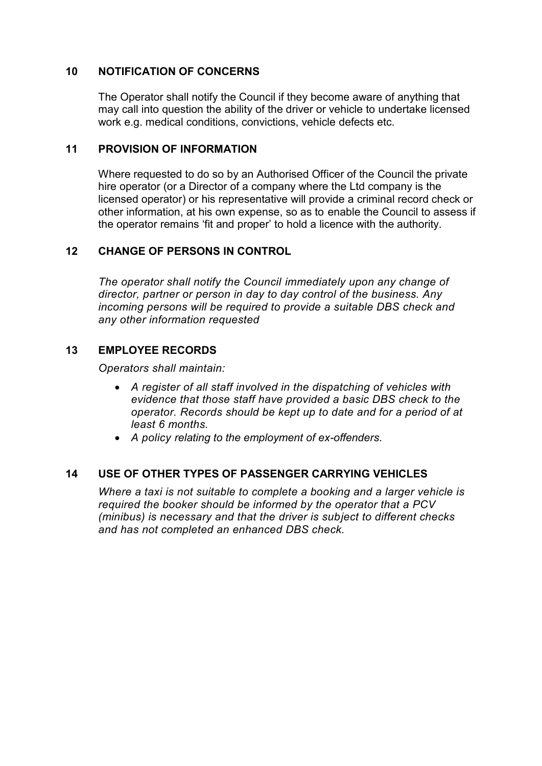## 10 NOTIFICATION OF CONCERNS

The Operator shall notify the Council if they become aware of anything that may call into question the ability of the driver or vehicle to undertake licensed work e.g. medical conditions, convictions, vehicle defects etc.

## 11 PROVISION OF INFORMATION

Where requested to do so by an Authorised Officer of the Council the private hire operator (or a Director of a company where the Ltd company is the licensed operator) or his representative will provide a criminal record check or other information, at his own expense, so as to enable the Council to assess if the operator remains 'fit and proper' to hold a licence with the authority.

## 12 CHANGE OF PERSONS IN CONTROL

*The operator shall notify the Council immediately upon any change of director, partner or person in day to day control of the business. Any incoming persons will be required to provide a suitable DBS check and any other information requested*

## 13 EMPLOYEE RECORDS

*Operators shall maintain:*

- *A register of all staff involved in the dispatching of vehicles with evidence that those staff have provided a basic DBS check to the operator. Records should be kept up to date and for a period of at least 6 months.*
- *A policy relating to the employment of ex-offenders.*

## 14 USE OF OTHER TYPES OF PASSENGER CARRYING VEHICLES

*Where a taxi is not suitable to complete a booking and a larger vehicle is required the booker should be informed by the operator that a PCV (minibus) is necessary and that the driver is subject to different checks and has not completed an enhanced DBS check.*